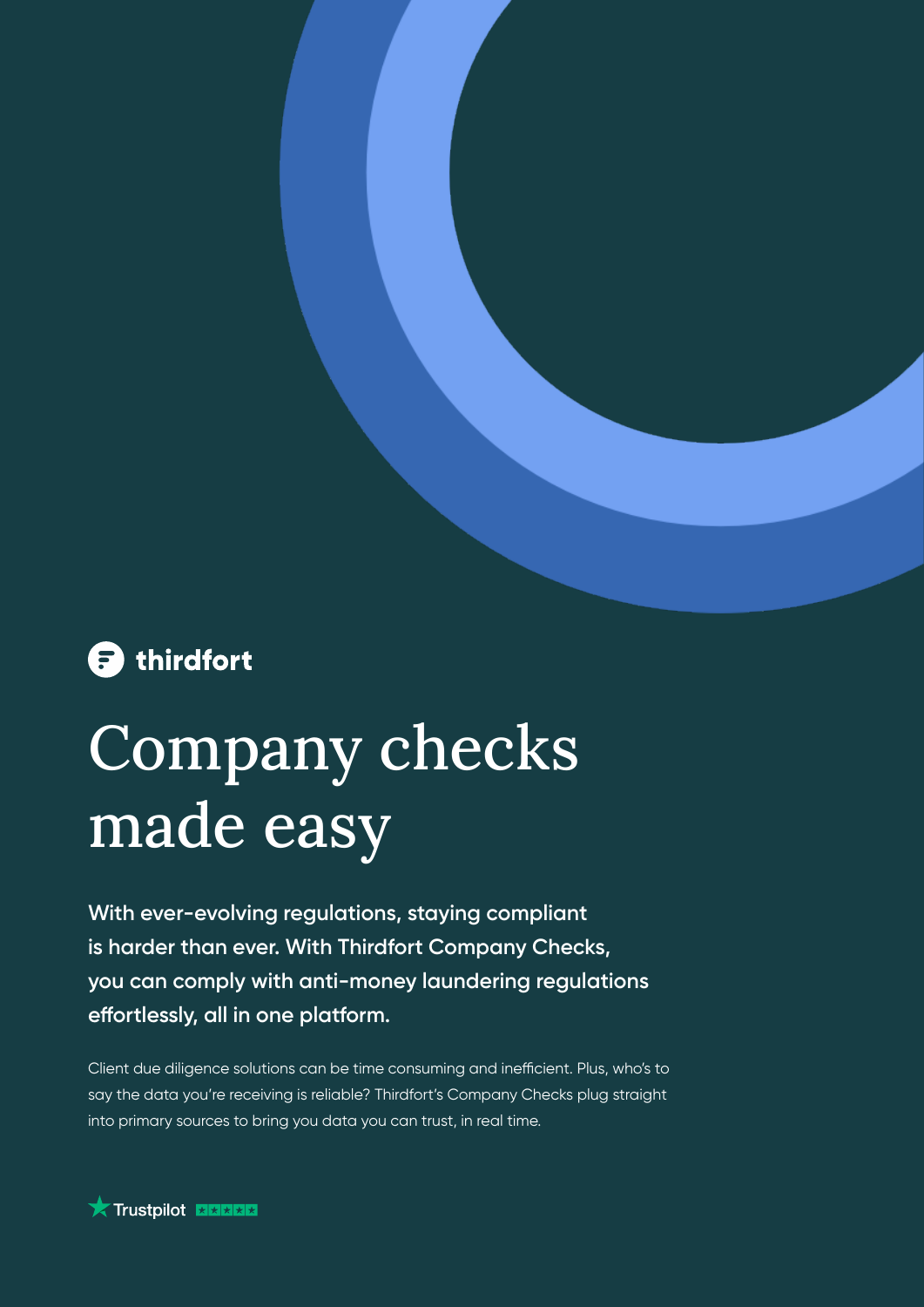thirdfort

# Company checks made easy

**With ever-evolving regulations, staying compliant is harder than ever. With Thirdfort Company Checks, you can comply with anti-money laundering regulations effortlessly, all in one platform.**

Client due diligence solutions can be time consuming and inefficient. Plus, who's to say the data you're receiving is reliable? Thirdfort's Company Checks plug straight into primary sources to bring you data you can trust, in real time.

Trustpilot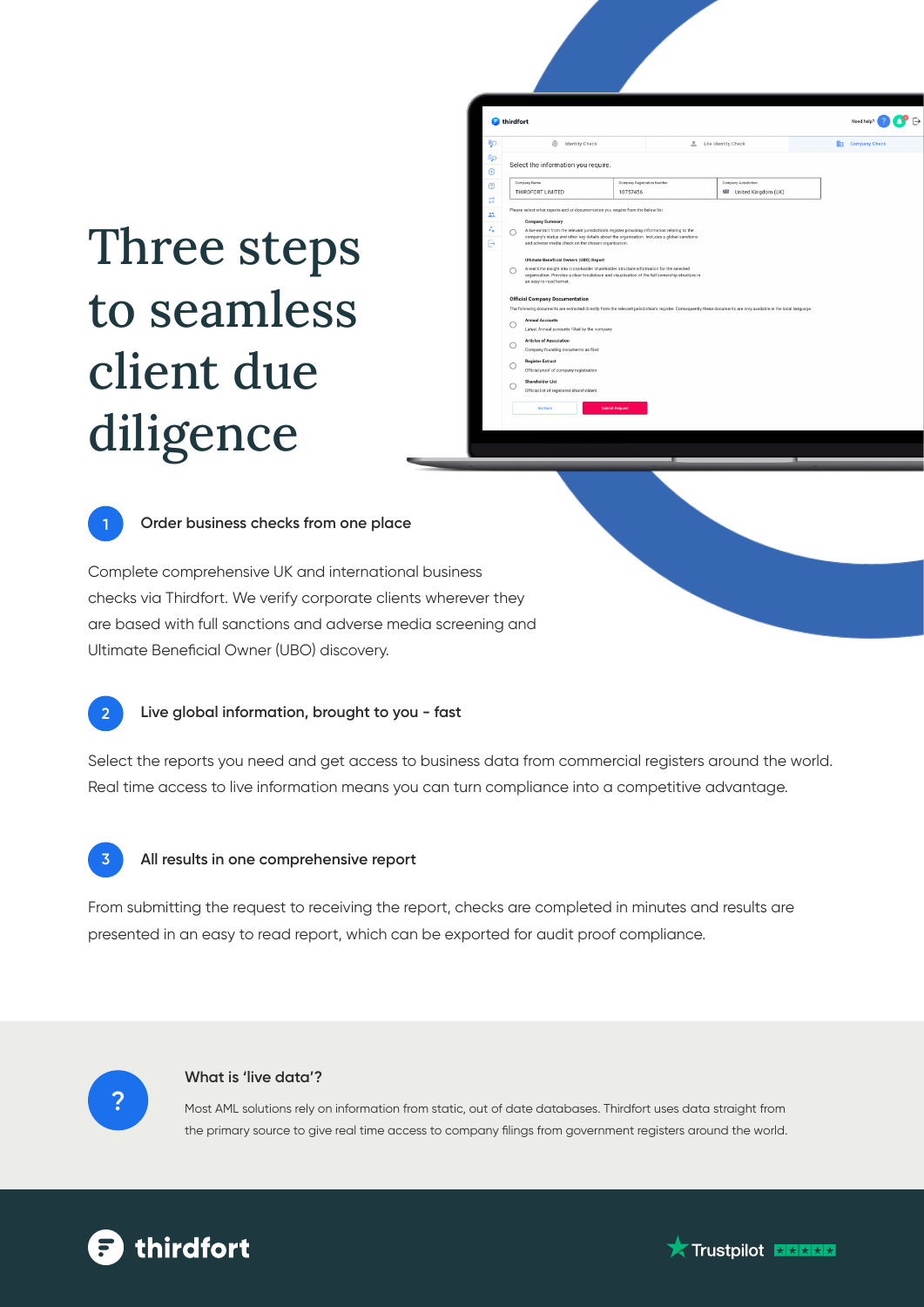# Three steps to seamless client due diligence

## 1 Order business checks from one place

Complete comprehensive UK and international business checks via Thirdfort. We verify corporate clients wherever they are based with full sanctions and adverse media screening and Ultimate Beneficial Owner (UBO) discovery.

## 2 Live global information, brought to you - fast

Select the reports you need and get access to business data from commercial registers around the world. Real time access to live information means you can turn compliance into a competitive advantage.

## 3 All results in one comprehensive report

From submitting the request to receiving the report, checks are completed in minutes and results are presented in an easy to read report, which can be exported for audit proof compliance.

### What is 'live data'?

Most AML solutions rely on information from static, out of date databases. Thirdfort uses data straight from the primary source to give real time access to company filings from government registers around the world.

thirdfort

Trustpilot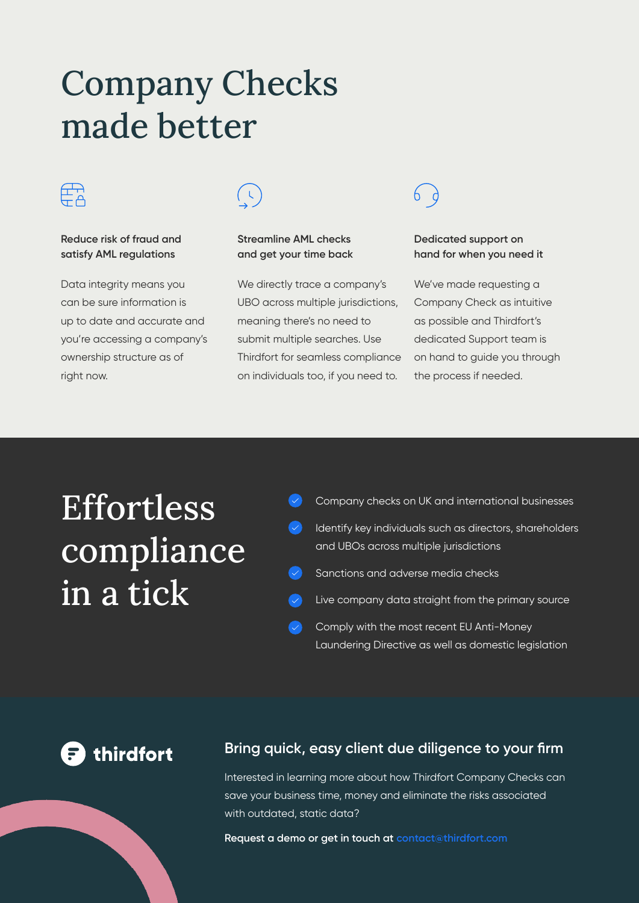# Company Checks made better

### Reduce risk of fraud and satisfy AML regulations

Data integrity means you can be sure information is up to date and accurate and you're accessing a company's ownership structure as of right now.

### Streamline AML checks and get your time back

We directly trace a company's UBO across multiple jurisdictions, meaning there's no need to submit multiple searches. Use Thirdfort for seamless compliance on individuals too, if you need to.

### Dedicated support on hand for when you need it

We've made requesting a Company Check as intuitive as possible and Thirdfort's dedicated Support team is on hand to guide you through the process if needed.

# Effortless compliance in a tick

- Company checks on UK and international businesses
- Identify key individuals such as directors, shareholders and UBOs across multiple jurisdictions
- Sanctions and adverse media checks
- Live company data straight from the primary source
- Comply with the most recent EU Anti-Money Laundering Directive as well as domestic legislation

**thirdfort**

## Bring quick, easy client due diligence to your firm

Interested in learning more about how Thirdfort Company Checks can save your business time, money and eliminate the risks associated with outdated, static data?

**Request a demo or get in touch at** contact@thirdfort.com